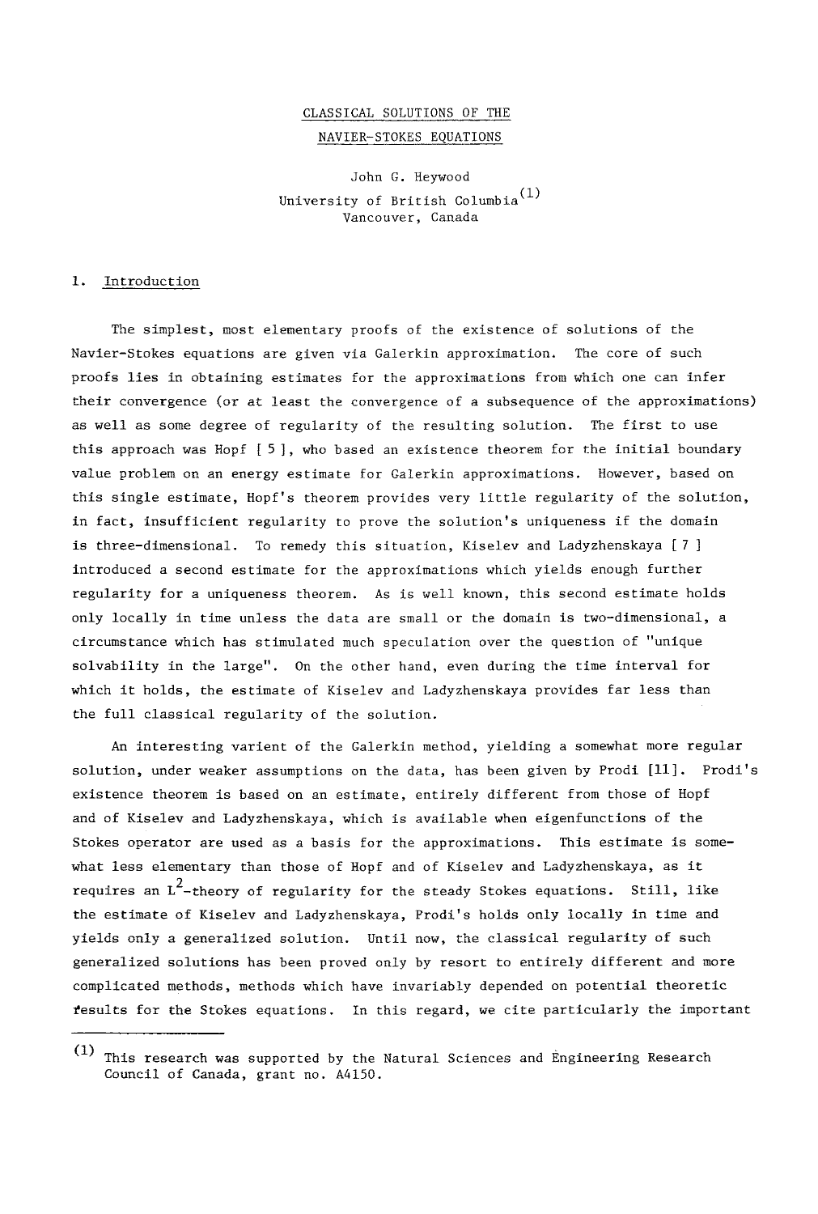# CLASSICAL SOLUTIONS OF THE NAVIER-STOKES EQUATIONS

John G. Heywood
University of British Columbia[1]
Vancouver, Canada

## 1. Introduction

The simplest, most elementary proofs of the existence of solutions of the Navier-Stokes equations are given via Galerkin approximation. The core of such proofs lies in obtaining estimates for the approximations from which one can infer their convergence (or at least the convergence of a subsequence of the approximations) as well as some degree of regularity of the resulting solution. The first to use this approach was Hopf [ 5 ], who based an existence theorem for the initial boundary value problem on an energy estimate for Galerkin approximations. However, based on this single estimate, Hopf's theorem provides very little regularity of the solution, in fact, insufficient regularity to prove the solution's uniqueness if the domain is three-dimensional. To remedy this situation, Kiselev and Ladyzhenskaya [ 7 ] introduced a second estimate for the approximations which yields enough further regularity for a uniqueness theorem. As is well known, this second estimate holds only locally in time unless the data are small or the domain is two-dimensional, a circumstance which has stimulated much speculation over the question of "unique solvability in the large". On the other hand, even during the time interval for which it holds, the estimate of Kiselev and Ladyzhenskaya provides far less than the full classical regularity of the solution.

An interesting varient of the Galerkin method, yielding a somewhat more regular solution, under weaker assumptions on the data, has been given by Prodi [11]. Prodi's existence theorem is based on an estimate, entirely different from those of Hopf and of Kiselev and Ladyzhenskaya, which is available when eigenfunctions of the Stokes operator are used as a basis for the approximations. This estimate is somewhat less elementary than those of Hopf and of Kiselev and Ladyzhenskaya, as it requires an $L^2$-theory of regularity for the steady Stokes equations. Still, like the estimate of Kiselev and Ladyzhenskaya, Prodi's holds only locally in time and yields only a generalized solution. Until now, the classical regularity of such generalized solutions has been proved only by resort to entirely different and more complicated methods, methods which have invariably depended on potential theoretic results for the Stokes equations. In this regard, we cite particularly the important

---

[1] This research was supported by the Natural Sciences and Engineering Research Council of Canada, grant no. A4150.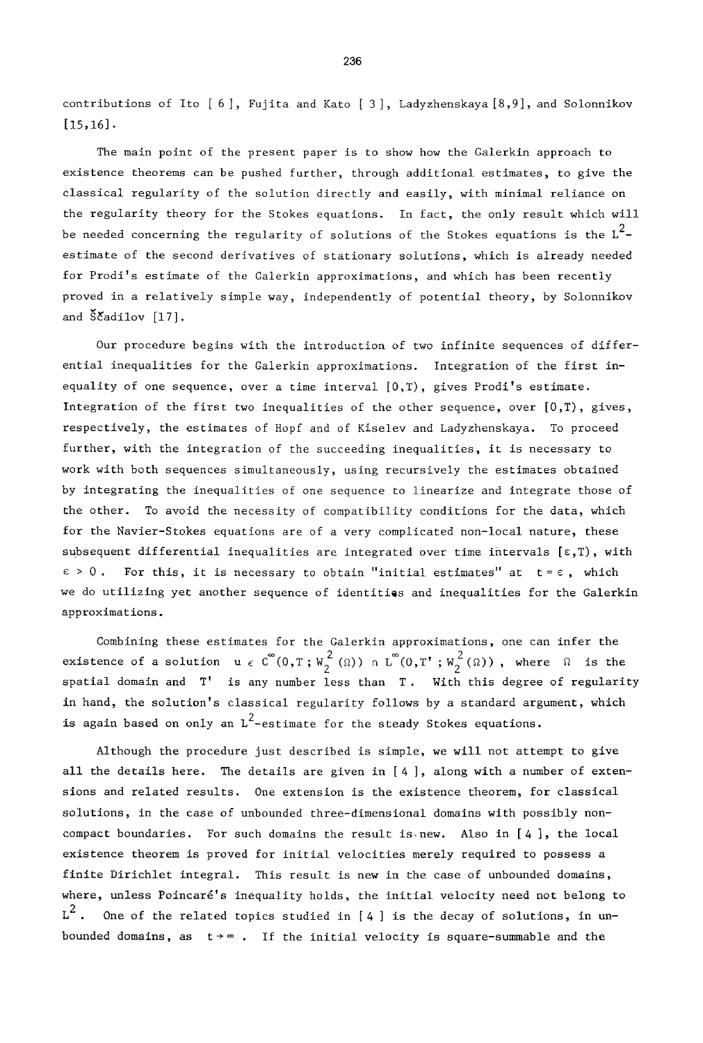contributions of Ito [ 6 ], Fujita and Kato [ 3 ], Ladyzhenskaya [8,9], and Solonnikov [15,16].

The main point of the present paper is to show how the Galerkin approach to existence theorems can be pushed further, through additional estimates, to give the classical regularity of the solution directly and easily, with minimal reliance on the regularity theory for the Stokes equations. In fact, the only result which will be needed concerning the regularity of solutions of the Stokes equations is the $L^2$-estimate of the second derivatives of stationary solutions, which is already needed for Prodi's estimate of the Galerkin approximations, and which has been recently proved in a relatively simple way, independently of potential theory, by Solonnikov and Ščadilov [17].

Our procedure begins with the introduction of two infinite sequences of differential inequalities for the Galerkin approximations. Integration of the first inequality of one sequence, over a time interval $[0,T)$, gives Prodi's estimate. Integration of the first two inequalities of the other sequence, over $[0,T)$, gives, respectively, the estimates of Hopf and of Kiselev and Ladyzhenskaya. To proceed further, with the integration of the succeeding inequalities, it is necessary to work with both sequences simultaneously, using recursively the estimates obtained by integrating the inequalities of one sequence to linearize and integrate those of the other. To avoid the necessity of compatibility conditions for the data, which for the Navier-Stokes equations are of a very complicated non-local nature, these subsequent differential inequalities are integrated over time intervals $[\varepsilon,T)$, with $\varepsilon > 0$. For this, it is necessary to obtain "initial estimates" at $t = \varepsilon$, which we do utilizing yet another sequence of identities and inequalities for the Galerkin approximations.

Combining these estimates for the Galerkin approximations, one can infer the existence of a solution $u \in C^\infty(0,T; W_2^2(\Omega)) \cap L^\infty(0,T'; W_2^2(\Omega))$, where $\Omega$ is the spatial domain and $T'$ is any number less than $T$. With this degree of regularity in hand, the solution's classical regularity follows by a standard argument, which is again based on only an $L^2$-estimate for the steady Stokes equations.

Although the procedure just described is simple, we will not attempt to give all the details here. The details are given in [ 4 ], along with a number of extensions and related results. One extension is the existence theorem, for classical solutions, in the case of unbounded three-dimensional domains with possibly non-compact boundaries. For such domains the result is new. Also in [ 4 ], the local existence theorem is proved for initial velocities merely required to possess a finite Dirichlet integral. This result is new in the case of unbounded domains, where, unless Poincaré's inequality holds, the initial velocity need not belong to $L^2$. One of the related topics studied in [ 4 ] is the decay of solutions, in unbounded domains, as $t \to \infty$. If the initial velocity is square-summable and the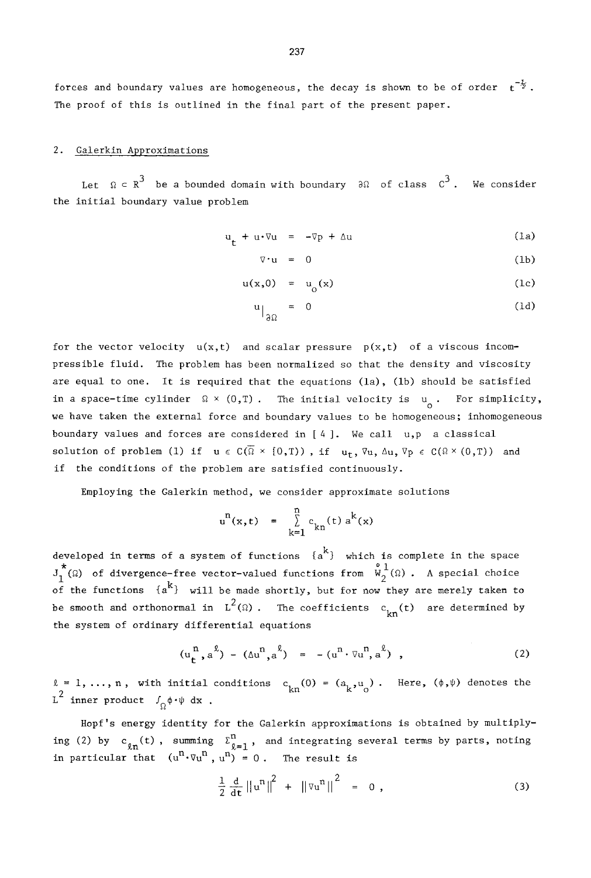forces and boundary values are homogeneous, the decay is shown to be of order $t^{-\frac{1}{2}}$. The proof of this is outlined in the final part of the present paper.

## 2. Galerkin Approximations

Let $\Omega \subset R^3$ be a bounded domain with boundary $\partial\Omega$ of class $C^3$. We consider the initial boundary value problem

$$u_t + u\cdot\nabla u = -\nabla p + \Delta u \tag{1a}$$

$$\nabla\cdot u = 0 \tag{1b}$$

$$u(x,0) = u_o(x) \tag{1c}$$

$$u\big|_{\partial\Omega} = 0 \tag{1d}$$

for the vector velocity $u(x,t)$ and scalar pressure $p(x,t)$ of a viscous incompressible fluid. The problem has been normalized so that the density and viscosity are equal to one. It is required that the equations (1a), (1b) should be satisfied in a space-time cylinder $\Omega \times (0,T)$. The initial velocity is $u_o$. For simplicity, we have taken the external force and boundary values to be homogeneous; inhomogeneous boundary values and forces are considered in [4]. We call $u,p$ a classical solution of problem (1) if $u \in C(\bar{\Omega} \times [0,T))$, if $u_t, \nabla u, \Delta u, \nabla p \in C(\Omega \times (0,T))$ and if the conditions of the problem are satisfied continuously.

Employing the Galerkin method, we consider approximate solutions

$$u^n(x,t) = \sum_{k=1}^{n} c_{kn}(t)\, a^k(x)$$

developed in terms of a system of functions $\{a^k\}$ which is complete in the space $J_1^*(\Omega)$ of divergence-free vector-valued functions from $\overset{\circ}{W}{}_2^1(\Omega)$. A special choice of the functions $\{a^k\}$ will be made shortly, but for now they are merely taken to be smooth and orthonormal in $L^2(\Omega)$. The coefficients $c_{kn}(t)$ are determined by the system of ordinary differential equations

$$(u_t^n, a^\ell) - (\Delta u^n, a^\ell) = -(u^n\cdot\nabla u^n, a^\ell) , \tag{2}$$

$\ell = 1,\ldots,n$, with initial conditions $c_{kn}(0) = (a_k, u_o)$. Here, $(\phi,\psi)$ denotes the $L^2$ inner product $\int_\Omega \phi\cdot\psi\, dx$.

Hopf's energy identity for the Galerkin approximations is obtained by multiplying (2) by $c_{\ell n}(t)$, summing $\Sigma_{\ell=1}^{n}$, and integrating several terms by parts, noting in particular that $(u^n\cdot\nabla u^n, u^n) = 0$. The result is

$$\frac{1}{2}\frac{d}{dt}\|u^n\|^2 + \|\nabla u^n\|^2 = 0 , \tag{3}$$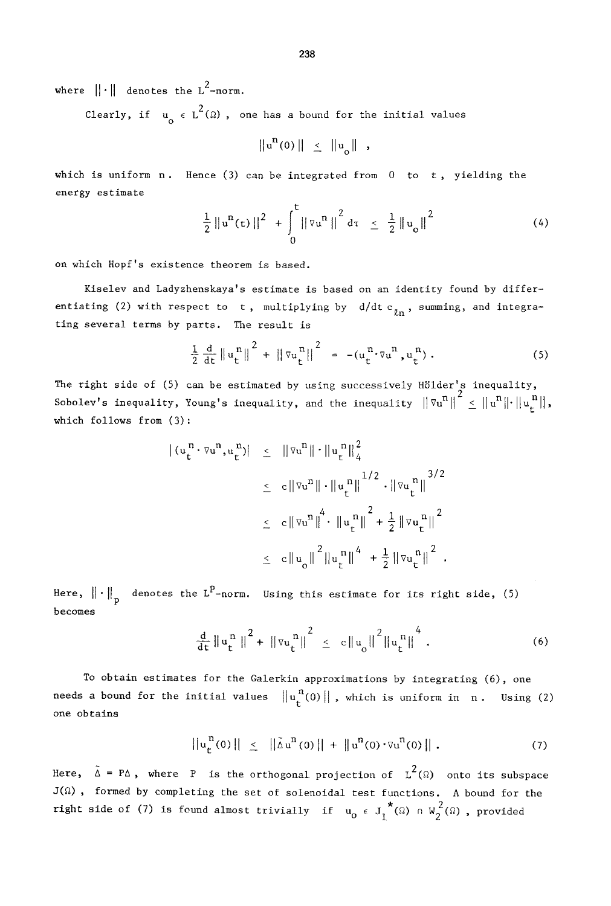where $\|\cdot\|$ denotes the $L^2$-norm.

Clearly, if $u_o \in L^2(\Omega)$, one has a bound for the initial values

$$\|u^n(0)\| \leq \|u_o\| ,$$

which is uniform $n$. Hence (3) can be integrated from $0$ to $t$, yielding the energy estimate

$$\frac{1}{2}\|u^n(t)\|^2 + \int_0^t \|\nabla u^n\|^2 \, d\tau \leq \frac{1}{2}\|u_o\|^2 \tag{4}$$

on which Hopf's existence theorem is based.

Kiselev and Ladyzhenskaya's estimate is based on an identity found by differentiating (2) with respect to $t$, multiplying by $d/dt\, c_{\ell n}$, summing, and integrating several terms by parts. The result is

$$\frac{1}{2}\frac{d}{dt}\|u_t^n\|^2 + \|\nabla u_t^n\|^2 = -(u_t^n \cdot \nabla u^n, u_t^n) . \tag{5}$$

The right side of (5) can be estimated by using successively Hölder's inequality, Sobolev's inequality, Young's inequality, and the inequality $\|\nabla u^n\|^2 \leq \|u^n\| \cdot \|u_t^n\|$, which follows from (3):

$$\begin{aligned}
|(u_t^n \cdot \nabla u^n, u_t^n)| &\leq \|\nabla u^n\| \cdot \|u_t^n\|_4^2 \\
&\leq c\|\nabla u^n\| \cdot \|u_t^n\|^{1/2} \cdot \|\nabla u_t^n\|^{3/2} \\
&\leq c\|\nabla u^n\|^4 \cdot \|u_t^n\|^2 + \frac{1}{2}\|\nabla u_t^n\|^2 \\
&\leq c\|u_o\|^2 \|u_t^n\|^4 + \frac{1}{2}\|\nabla u_t^n\|^2 .
\end{aligned}$$

Here, $\|\cdot\|_p$ denotes the $L^p$-norm. Using this estimate for its right side, (5) becomes

$$\frac{d}{dt}\|u_t^n\|^2 + \|\nabla u_t^n\|^2 \leq c\|u_o\|^2 \|u_t^n\|^4 . \tag{6}$$

To obtain estimates for the Galerkin approximations by integrating (6), one needs a bound for the initial values $\|u_t^n(0)\|$, which is uniform in $n$. Using (2) one obtains

$$\|u_t^n(0)\| \leq \|\tilde{\Delta} u^n(0)\| + \|u^n(0) \cdot \nabla u^n(0)\| . \tag{7}$$

Here, $\tilde{\Delta} = P\Delta$, where $P$ is the orthogonal projection of $L^2(\Omega)$ onto its subspace $J(\Omega)$, formed by completing the set of solenoidal test functions. A bound for the right side of (7) is found almost trivially if $u_o \in J_1^*(\Omega) \cap W_2^2(\Omega)$, provided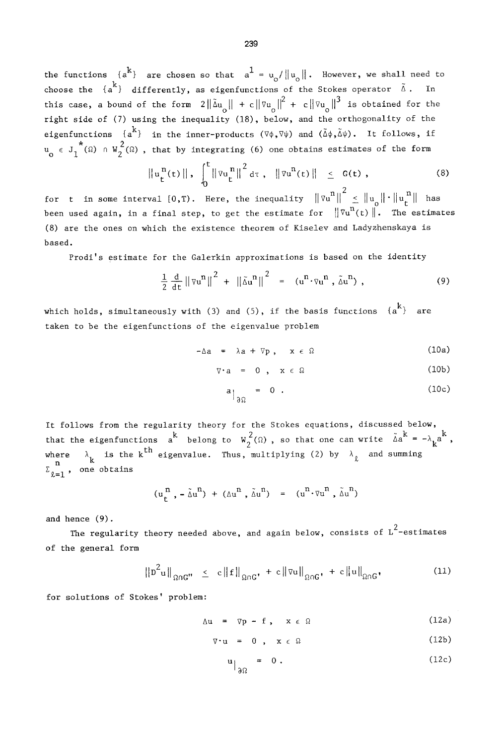the functions $\{a^k\}$ are chosen so that $a^1 = u_o/\|u_o\|$. However, we shall need to choose the $\{a^k\}$ differently, as eigenfunctions of the Stokes operator $\tilde{\Delta}$. In this case, a bound of the form $2\|\tilde{\Delta}u_o\| + c\|\nabla u_o\|^2 + c\|\nabla u_o\|^3$ is obtained for the right side of (7) using the inequality (18), below, and the orthogonality of the eigenfunctions $\{a^k\}$ in the inner-products $(\nabla\phi,\nabla\psi)$ and $(\tilde{\Delta}\phi,\tilde{\Delta}\psi)$. It follows, if $u_o \in J_1^*(\Omega) \cap W_2^2(\Omega)$, that by integrating (6) one obtains estimates of the form

$$\|u_t^n(t)\| , \quad \int_0^t \|\nabla u_t^n\|^2 \, d\tau , \quad \|\nabla u^n(t)\| \leq G(t) , \tag{8}$$

for $t$ in some interval $[0,T)$. Here, the inequality $\|\nabla u^n\|^2 \leq \|u_o\| \cdot \|u_t^n\|$ has been used again, in a final step, to get the estimate for $\|\nabla u^n(t)\|$. The estimates (8) are the ones on which the existence theorem of Kiselev and Ladyzhenskaya is based.

Prodi's estimate for the Galerkin approximations is based on the identity

$$\frac{1}{2}\frac{d}{dt}\|\nabla u^n\|^2 + \|\tilde{\Delta}u^n\|^2 = (u^n\cdot\nabla u^n , \tilde{\Delta}u^n) , \tag{9}$$

which holds, simultaneously with (3) and (5), if the basis functions $\{a^k\}$ are taken to be the eigenfunctions of the eigenvalue problem

$$-\Delta a = \lambda a + \nabla p , \quad x \in \Omega \tag{10a}$$

$$\nabla\cdot a = 0 , \quad x \in \Omega \tag{10b}$$

$$a\big|_{\partial\Omega} = 0 . \tag{10c}$$

It follows from the regularity theory for the Stokes equations, discussed below, that the eigenfunctions $a^k$ belong to $W_2^2(\Omega)$, so that one can write $\tilde{\Delta}a^k = -\lambda_k a^k$, where $\lambda_k$ is the $k^{th}$ eigenvalue. Thus, multiplying (2) by $\lambda_\ell$ and summing $\Sigma_{\ell=1}^n$, one obtains

$$(u_t^n , -\tilde{\Delta}u^n) + (\Delta u^n , \tilde{\Delta}u^n) = (u^n\cdot\nabla u^n , \tilde{\Delta}u^n)$$

and hence (9).

The regularity theory needed above, and again below, consists of $L^2$-estimates of the general form

$$\|D^2 u\|_{\Omega\cap G''} \leq c\|f\|_{\Omega\cap G'} + c\|\nabla u\|_{\Omega\cap G'} + c\|u\|_{\Omega\cap G'} \tag{11}$$

for solutions of Stokes' problem:

$$\Delta u = \nabla p - f , \quad x \in \Omega \tag{12a}$$

$$\nabla\cdot u = 0 , \quad x \in \Omega \tag{12b}$$

$$u\big|_{\partial\Omega} = 0 . \tag{12c}$$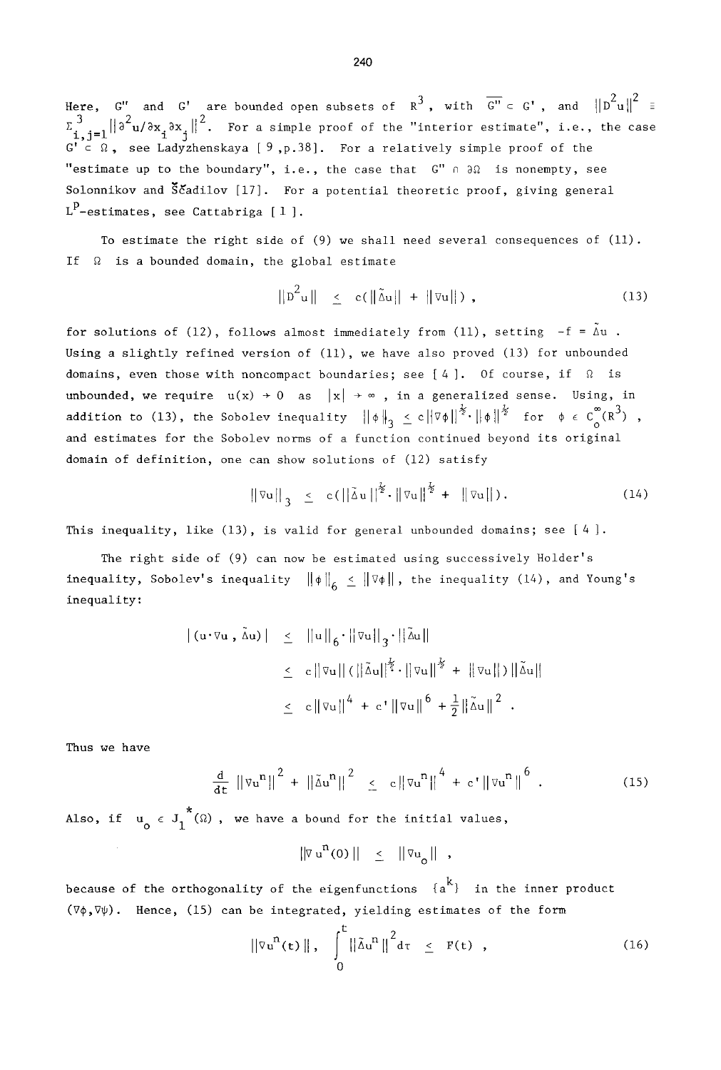Here, $G''$ and $G'$ are bounded open subsets of $R^3$, with $\overline{G''} \subset G'$, and $\|D^2u\|^2 \equiv \Sigma_{i,j=1}^{3} \|\partial^2 u/\partial x_i \partial x_j\|^2$. For a simple proof of the "interior estimate", i.e., the case $G' \subset \Omega$, see Ladyzhenskaya [9, p.38]. For a relatively simple proof of the "estimate up to the boundary", i.e., the case that $G'' \cap \partial\Omega$ is nonempty, see Solonnikov and Ščadilov [17]. For a potential theoretic proof, giving general $L^p$-estimates, see Cattabriga [1].

To estimate the right side of (9) we shall need several consequences of (11). If $\Omega$ is a bounded domain, the global estimate

$$\|D^2u\| \leq c(\|\tilde{\Delta}u\| + \|\nabla u\|), \tag{13}$$

for solutions of (12), follows almost immediately from (11), setting $-f = \tilde{\Delta}u$. Using a slightly refined version of (11), we have also proved (13) for unbounded domains, even those with noncompact boundaries; see [4]. Of course, if $\Omega$ is unbounded, we require $u(x) \to 0$ as $|x| \to \infty$, in a generalized sense. Using, in addition to (13), the Sobolev inequality $\|\phi\|_3 \leq c\|\nabla\phi\|^{\frac{1}{2}} \cdot \|\phi\|^{\frac{1}{2}}$ for $\phi \in C_0^\infty(R^3)$, and estimates for the Sobolev norms of a function continued beyond its original domain of definition, one can show solutions of (12) satisfy

$$\|\nabla u\|_3 \leq c(\|\tilde{\Delta}u\|^{\frac{1}{2}} \cdot \|\nabla u\|^{\frac{1}{2}} + \|\nabla u\|). \tag{14}$$

This inequality, like (13), is valid for general unbounded domains; see [4].

The right side of (9) can now be estimated using successively Holder's inequality, Sobolev's inequality $\|\phi\|_6 \leq \|\nabla\phi\|$, the inequality (14), and Young's inequality:

$$\begin{aligned}
|(u\cdot\nabla u, \tilde{\Delta}u)| &\leq \|u\|_6 \cdot \|\nabla u\|_3 \cdot \|\tilde{\Delta}u\| \\
&\leq c\|\nabla u\|(\|\tilde{\Delta}u\|^{\frac{1}{2}} \cdot \|\nabla u\|^{\frac{1}{2}} + \|\nabla u\|)\|\tilde{\Delta}u\| \\
&\leq c\|\nabla u\|^4 + c'\|\nabla u\|^6 + \frac{1}{2}\|\tilde{\Delta}u\|^2 .
\end{aligned}$$

Thus we have

$$\frac{d}{dt}\|\nabla u^n\|^2 + \|\tilde{\Delta}u^n\|^2 \leq c\|\nabla u^n\|^4 + c'\|\nabla u^n\|^6 . \tag{15}$$

Also, if $u_o \in J_1^*(\Omega)$, we have a bound for the initial values,

$$\|\nabla u^n(0)\| \leq \|\nabla u_o\| ,$$

because of the orthogonality of the eigenfunctions $\{a^k\}$ in the inner product $(\nabla\phi, \nabla\psi)$. Hence, (15) can be integrated, yielding estimates of the form

$$\|\nabla u^n(t)\|, \quad \int_0^t \|\tilde{\Delta}u^n\|^2 d\tau \leq F(t) , \tag{16}$$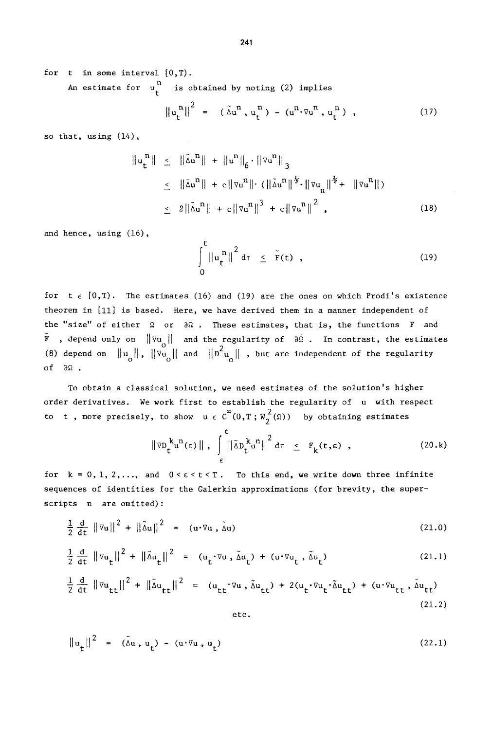for $t$ in some interval $[0,T)$.

An estimate for $u_t^n$ is obtained by noting (2) implies

$$\|u_t^n\|^2 = (\tilde{\Delta} u^n, u_t^n) - (u^n \cdot \nabla u^n, u_t^n), \tag{17}$$

so that, using (14),

$$\begin{aligned}
\|u_t^n\| &\leq \|\tilde{\Delta} u^n\| + \|u^n\|_6 \cdot \|\nabla u^n\|_3 \\
&\leq \|\tilde{\Delta} u^n\| + c\|\nabla u^n\| \cdot (\|\tilde{\Delta} u^n\|^{\frac{1}{2}} \cdot \|\nabla u_n\|^{\frac{1}{2}} + \|\nabla u^n\|) \\
&\leq 2\|\tilde{\Delta} u^n\| + c\|\nabla u^n\|^3 + c\|\nabla u^n\|^2,
\end{aligned} \tag{18}$$

and hence, using (16),

$$\int_0^t \|u_t^n\|^2 \, d\tau \leq \tilde{F}(t), \tag{19}$$

for $t \in [0,T)$. The estimates (16) and (19) are the ones on which Prodi's existence theorem in [11] is based. Here, we have derived them in a manner independent of the "size" of either $\Omega$ or $\partial\Omega$. These estimates, that is, the functions $F$ and $\tilde{F}$, depend only on $\|\nabla u_o\|$ and the regularity of $\partial\Omega$. In contrast, the estimates (8) depend on $\|u_o\|$, $\|\nabla u_o\|$ and $\|D^2 u_o\|$, but are independent of the regularity of $\partial\Omega$.

To obtain a classical solution, we need estimates of the solution's higher order derivatives. We work first to establish the regularity of $u$ with respect to $t$, more precisely, to show $u \in C^\infty(0,T; W_2^2(\Omega))$ by obtaining estimates

$$\|\nabla D_t^k u^n(t)\|, \int_\varepsilon^t \|\tilde{\Delta} D_t^k u^n\|^2 \, d\tau \leq F_k(t,\varepsilon), \tag{20.k}$$

for $k = 0, 1, 2, \ldots$, and $0 < \varepsilon < t < T$. To this end, we write down three infinite sequences of identities for the Galerkin approximations (for brevity, the superscripts $n$ are omitted):

$$\frac{1}{2}\frac{d}{dt}\|\nabla u\|^2 + \|\tilde{\Delta} u\|^2 = (u \cdot \nabla u, \tilde{\Delta} u) \tag{21.0}$$

$$\frac{1}{2}\frac{d}{dt}\|\nabla u_t\|^2 + \|\tilde{\Delta} u_t\|^2 = (u_t \cdot \nabla u, \tilde{\Delta} u_t) + (u \cdot \nabla u_t, \tilde{\Delta} u_t) \tag{21.1}$$

$$\frac{1}{2}\frac{d}{dt}\|\nabla u_{tt}\|^2 + \|\tilde{\Delta} u_{tt}\|^2 = (u_{tt} \cdot \nabla u, \tilde{\Delta} u_{tt}) + 2(u_t \cdot \nabla u_t \cdot \tilde{\Delta} u_{tt}) + (u \cdot \nabla u_{tt}, \tilde{\Delta} u_{tt}) \tag{21.2}$$

etc.

$$\|u_t\|^2 = (\tilde{\Delta} u, u_t) - (u \cdot \nabla u, u_t) \tag{22.1}$$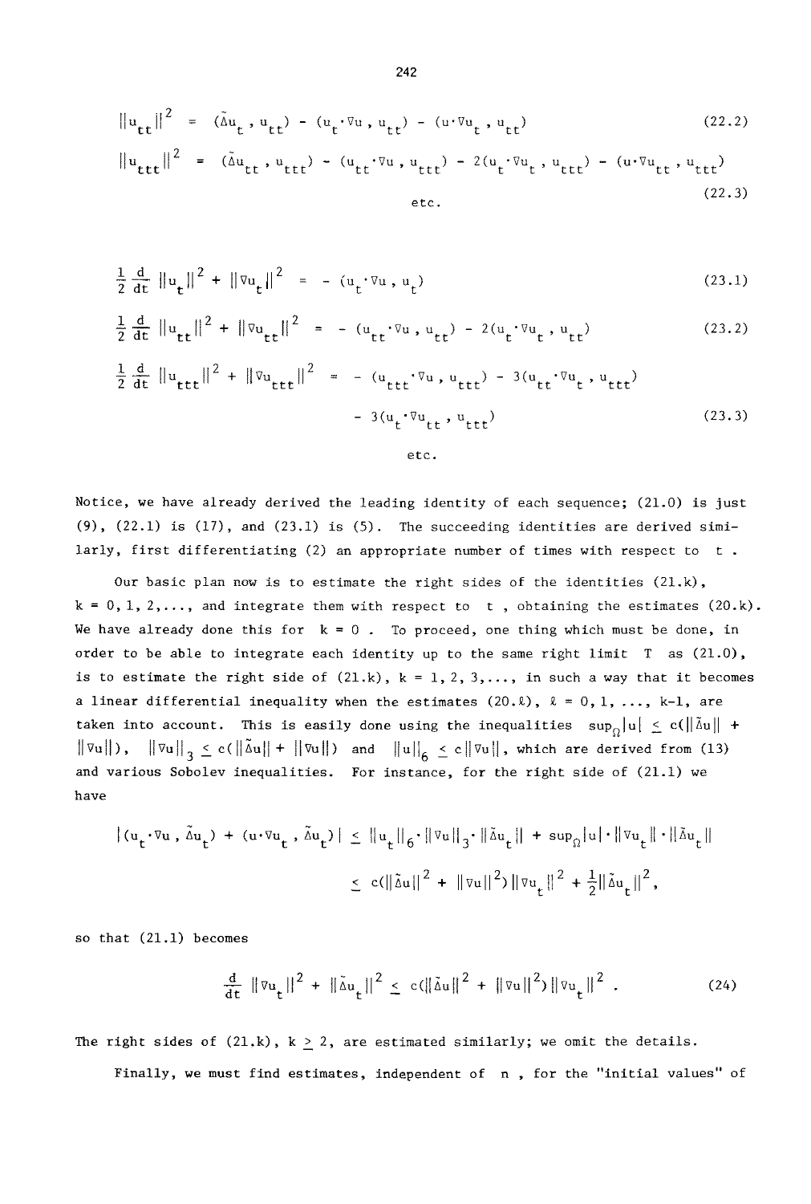$$\|u_{tt}\|^2 = (\tilde{\Delta} u_t , u_{tt}) - (u_t \cdot \nabla u , u_{tt}) - (u \cdot \nabla u_t , u_{tt}) \tag{22.2}$$

$$\|u_{ttt}\|^2 = (\tilde{\Delta} u_{tt} , u_{ttt}) - (u_{tt} \cdot \nabla u , u_{ttt}) - 2(u_t \cdot \nabla u_t , u_{ttt}) - (u \cdot \nabla u_{tt} , u_{ttt}) \tag{22.3}$$

etc.

$$\frac{1}{2}\frac{d}{dt}\|u_t\|^2 + \|\nabla u_t\|^2 = -(u_t \cdot \nabla u , u_t) \tag{23.1}$$

$$\frac{1}{2}\frac{d}{dt}\|u_{tt}\|^2 + \|\nabla u_{tt}\|^2 = -(u_{tt} \cdot \nabla u , u_{tt}) - 2(u_t \cdot \nabla u_t , u_{tt}) \tag{23.2}$$

$$\frac{1}{2}\frac{d}{dt}\|u_{ttt}\|^2 + \|\nabla u_{ttt}\|^2 = -(u_{ttt} \cdot \nabla u , u_{ttt}) - 3(u_{tt} \cdot \nabla u_t , u_{ttt}) - 3(u_t \cdot \nabla u_{tt} , u_{ttt}) \tag{23.3}$$

etc.

Notice, we have already derived the leading identity of each sequence; (21.0) is just (9), (22.1) is (17), and (23.1) is (5). The succeeding identities are derived similarly, first differentiating (2) an appropriate number of times with respect to $t$.

Our basic plan now is to estimate the right sides of the identities (21.k), $k = 0, 1, 2, \ldots$, and integrate them with respect to $t$, obtaining the estimates (20.k). We have already done this for $k = 0$. To proceed, one thing which must be done, in order to be able to integrate each identity up to the same right limit $T$ as (21.0), is to estimate the right side of (21.k), $k = 1, 2, 3, \ldots$, in such a way that it becomes a linear differential inequality when the estimates (20.$\ell$), $\ell = 0, 1, \ldots, k-1$, are taken into account. This is easily done using the inequalities $\sup_\Omega |u| \le c(\|\tilde{\Delta} u\| + \|\nabla u\|)$, $\|\nabla u\|_3 \le c(\|\tilde{\Delta} u\| + \|\nabla u\|)$ and $\|u\|_6 \le c\|\nabla u\|$, which are derived from (13) and various Sobolev inequalities. For instance, for the right side of (21.1) we have

$$\begin{aligned}
|(u_t \cdot \nabla u , \tilde{\Delta} u_t) + (u \cdot \nabla u_t , \tilde{\Delta} u_t)| &\le \|u_t\|_6 \cdot \|\nabla u\|_3 \cdot \|\tilde{\Delta} u_t\| + \sup_\Omega |u| \cdot \|\nabla u_t\| \cdot \|\tilde{\Delta} u_t\| \\
&\le c(\|\tilde{\Delta} u\|^2 + \|\nabla u\|^2)\|\nabla u_t\|^2 + \tfrac{1}{2}\|\tilde{\Delta} u_t\|^2,
\end{aligned}$$

so that (21.1) becomes

$$\frac{d}{dt}\|\nabla u_t\|^2 + \|\tilde{\Delta} u_t\|^2 \le c(\|\tilde{\Delta} u\|^2 + \|\nabla u\|^2)\|\nabla u_t\|^2 . \tag{24}$$

The right sides of (21.k), $k \ge 2$, are estimated similarly; we omit the details.

Finally, we must find estimates, independent of $n$, for the "initial values" of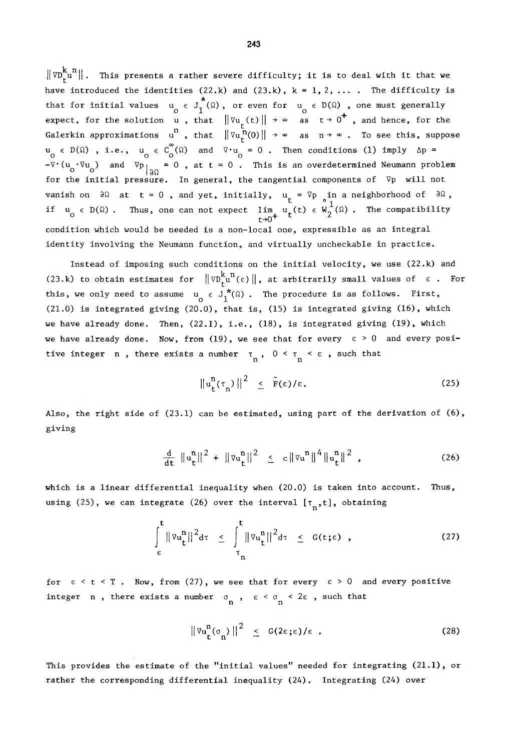$\|\nabla D_t^k u^n\|$. This presents a rather severe difficulty; it is to deal with it that we have introduced the identities (22.k) and (23.k), $k = 1, 2, \ldots$ . The difficulty is that for initial values $u_o \in J_1^*(\Omega)$, or even for $u_o \in D(\Omega)$, one must generally expect, for the solution $u$, that $\|\nabla u_t(t)\| \to \infty$ as $t \to 0^+$, and hence, for the Galerkin approximations $u^n$, that $\|\nabla u_t^n(0)\| \to \infty$ as $n \to \infty$. To see this, suppose $u_o \in D(\Omega)$, i.e., $u_o \in C_o^\infty(\Omega)$ and $\nabla \cdot u_o = 0$. Then conditions (1) imply $\Delta p = -\nabla \cdot (u_o \cdot \nabla u_o)$ and $\nabla p|_{\partial\Omega} = 0$, at $t = 0$. This is an overdetermined Neumann problem for the initial pressure. In general, the tangential components of $\nabla p$ will not vanish on $\partial\Omega$ at $t = 0$, and yet, initially, $u_t = \nabla p$ in a neighborhood of $\partial\Omega$, if $u_o \in D(\Omega)$. Thus, one can not expect $\lim_{t \to 0^+} u_t(t) \in \overset{\circ}{W}{}_2^1(\Omega)$. The compatibility condition which would be needed is a non-local one, expressible as an integral identity involving the Neumann function, and virtually uncheckable in practice.

Instead of imposing such conditions on the initial velocity, we use (22.k) and (23.k) to obtain estimates for $\|\nabla D_t^k u^n(\varepsilon)\|$, at arbitrarily small values of $\varepsilon$. For this, we only need to assume $u_o \in J_1^*(\Omega)$. The procedure is as follows. First, (21.0) is integrated giving (20.0), that is, (15) is integrated giving (16), which we have already done. Then, (22.1), i.e., (18), is integrated giving (19), which we have already done. Now, from (19), we see that for every $\varepsilon > 0$ and every positive integer $n$, there exists a number $\tau_n$, $0 < \tau_n < \varepsilon$, such that

$$\|u_t^n(\tau_n)\|^2 \leq \tilde{F}(\varepsilon)/\varepsilon. \tag{25}$$

Also, the right side of (23.1) can be estimated, using part of the derivation of (6), giving

$$\frac{d}{dt}\|u_t^n\|^2 + \|\nabla u_t^n\|^2 \leq c\|\nabla u^n\|^4 \|u_t^n\|^2 , \tag{26}$$

which is a linear differential inequality when (20.0) is taken into account. Thus, using (25), we can integrate (26) over the interval $[\tau_n, t]$, obtaining

$$\int_\varepsilon^t \|\nabla u_t^n\|^2 d\tau \leq \int_{\tau_n}^t \|\nabla u_t^n\|^2 d\tau \leq G(t;\varepsilon) , \tag{27}$$

for $\varepsilon < t < T$. Now, from (27), we see that for every $\varepsilon > 0$ and every positive integer $n$, there exists a number $\sigma_n$, $\varepsilon < \sigma_n < 2\varepsilon$, such that

$$\|\nabla u_t^n(\sigma_n)\|^2 \leq G(2\varepsilon;\varepsilon)/\varepsilon . \tag{28}$$

This provides the estimate of the "initial values" needed for integrating (21.1), or rather the corresponding differential inequality (24). Integrating (24) over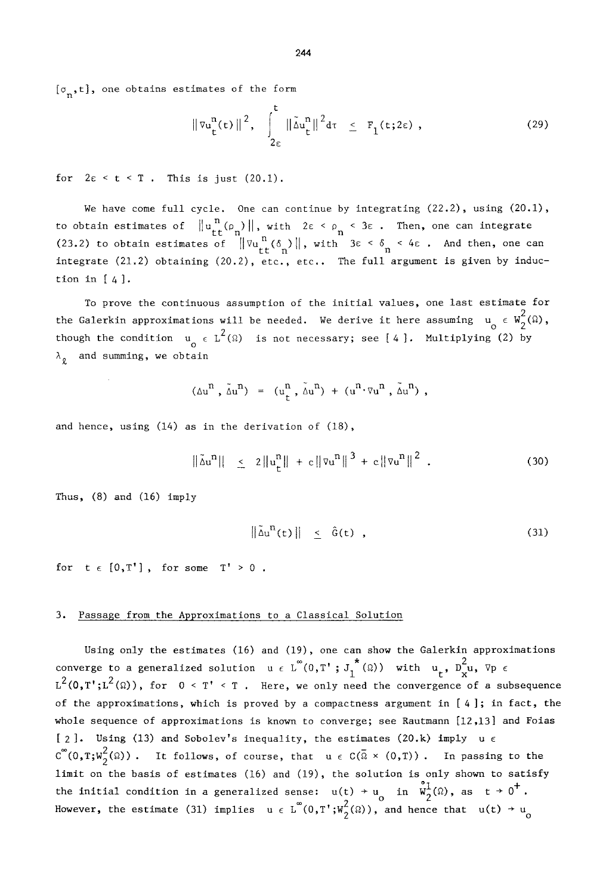$[\sigma_n, t]$, one obtains estimates of the form

$$\| \nabla u_t^n(t) \|^2 , \quad \int_{2\varepsilon}^{t} \| \tilde{\Delta} u_t^n \|^2 d\tau \;\leq\; F_1(t;2\varepsilon) , \tag{29}$$

for $2\varepsilon < t < T$. This is just (20.1).

We have come full cycle. One can continue by integrating (22.2), using (20.1), to obtain estimates of $\| u_{tt}^n(\rho_n) \|$, with $2\varepsilon < \rho_n < 3\varepsilon$. Then, one can integrate (23.2) to obtain estimates of $\| \nabla u_{tt}^n(\delta_n) \|$, with $3\varepsilon < \delta_n < 4\varepsilon$. And then, one can integrate (21.2) obtaining (20.2), etc., etc.. The full argument is given by induction in [ 4 ].

To prove the continuous assumption of the initial values, one last estimate for the Galerkin approximations will be needed. We derive it here assuming $u_o \in W_2^2(\Omega)$, though the condition $u_o \in L^2(\Omega)$ is not necessary; see [ 4 ]. Multiplying (2) by $\lambda_\ell$ and summing, we obtain

$$(\Delta u^n , \tilde{\Delta} u^n) \;=\; (u_t^n , \tilde{\Delta} u^n) + (u^n \cdot \nabla u^n , \tilde{\Delta} u^n) ,$$

and hence, using (14) as in the derivation of (18),

$$\| \tilde{\Delta} u^n \| \;\leq\; 2 \| u_t^n \| + c \| \nabla u^n \|^3 + c \| \nabla u^n \|^2 . \tag{30}$$

Thus, (8) and (16) imply

$$\| \tilde{\Delta} u^n(t) \| \;\leq\; \hat{G}(t) , \tag{31}$$

for $t \in [0,T']$, for some $T' > 0$.

## 3. Passage from the Approximations to a Classical Solution

Using only the estimates (16) and (19), one can show the Galerkin approximations converge to a generalized solution $u \in L^\infty(0,T' ; J_1^*(\Omega))$ with $u_t$, $D_x^2 u$, $\nabla p \in L^2(0,T';L^2(\Omega))$, for $0 < T' < T$. Here, we only need the convergence of a subsequence of the approximations, which is proved by a compactness argument in [ 4 ]; in fact, the whole sequence of approximations is known to converge; see Rautmann [12,13] and Foias [ 2 ]. Using (13) and Sobolev's inequality, the estimates (20.k) imply $u \in C^\infty(0,T;W_2^2(\Omega))$. It follows, of course, that $u \in C(\bar{\Omega} \times (0,T))$. In passing to the limit on the basis of estimates (16) and (19), the solution is only shown to satisfy the initial condition in a generalized sense: $u(t) \to u_o$ in $\overset{\circ}{W}{}_2^1(\Omega)$, as $t \to 0^+$. However, the estimate (31) implies $u \in L^\infty(0,T';W_2^2(\Omega))$, and hence that $u(t) \to u_o$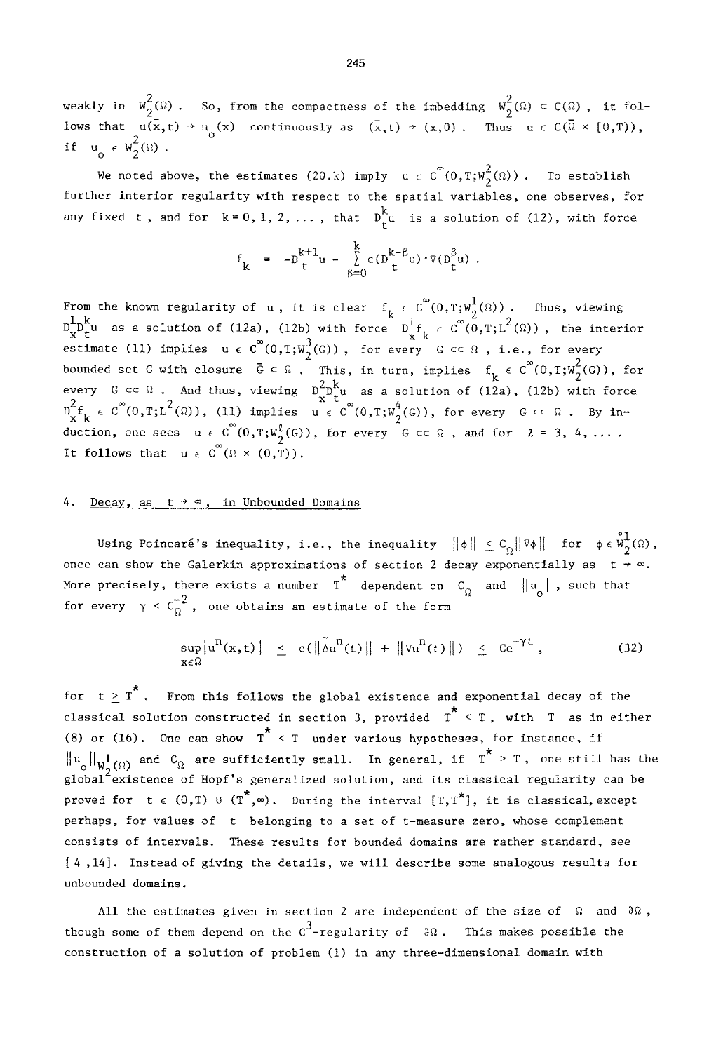weakly in $W_2^2(\Omega)$. So, from the compactness of the imbedding $W_2^2(\Omega) \subset C(\Omega)$, it follows that $u(\bar{x},t) \to u_o(x)$ continuously as $(\bar{x},t) \to (x,0)$. Thus $u \in C(\bar{\Omega} \times [0,T))$, if $u_o \in W_2^2(\Omega)$.

We noted above, the estimates (20.k) imply $u \in C^\infty(0,T;W_2^2(\Omega))$. To establish further interior regularity with respect to the spatial variables, one observes, for any fixed $t$, and for $k = 0, 1, 2, \ldots$, that $D_t^k u$ is a solution of (12), with force

$$f_k \;=\; -D_t^{k+1}u - \sum_{\beta=0}^{k} c(D_t^{k-\beta}u)\cdot\nabla(D_t^\beta u) \,.$$

From the known regularity of $u$, it is clear $f_k \in C^\infty(0,T;W_2^1(\Omega))$. Thus, viewing $D_x^1 D_t^k u$ as a solution of (12a), (12b) with force $D_x^1 f_k \in C^\infty(0,T;L^2(\Omega))$, the interior estimate (11) implies $u \in C^\infty(0,T;W_2^3(G))$, for every $G \subset\subset \Omega$, i.e., for every bounded set $G$ with closure $\bar{G} \subset \Omega$. This, in turn, implies $f_k \in C^\infty(0,T;W_2^2(G))$, for every $G \subset\subset \Omega$. And thus, viewing $D_x^2 D_t^k u$ as a solution of (12a), (12b) with force $D_x^2 f_k \in C^\infty(0,T;L^2(\Omega))$, (11) implies $u \in C^\infty(0,T;W_2^4(G))$, for every $G \subset\subset \Omega$. By induction, one sees $u \in C^\infty(0,T;W_2^\ell(G))$, for every $G \subset\subset \Omega$, and for $\ell = 3, 4, \ldots$. It follows that $u \in C^\infty(\Omega \times (0,T))$.

## 4. Decay, as $t \to \infty$, in Unbounded Domains

Using Poincaré's inequality, i.e., the inequality $\|\phi\| \le C_\Omega \|\nabla\phi\|$ for $\phi \in \overset{\circ}{W}{}_2^1(\Omega)$, once can show the Galerkin approximations of section 2 decay exponentially as $t \to \infty$. More precisely, there exists a number $T^*$ dependent on $C_\Omega$ and $\|u_o\|$, such that for every $\gamma < C_\Omega^{-2}$, one obtains an estimate of the form

$$\sup_{x\in\Omega} |u^n(x,t)| \;\le\; c(\|\tilde{\Delta} u^n(t)\| + \|\nabla u^n(t)\|) \;\le\; Ce^{-\gamma t} \,, \tag{32}$$

for $t \ge T^*$. From this follows the global existence and exponential decay of the classical solution constructed in section 3, provided $T^* < T$, with $T$ as in either (8) or (16). One can show $T^* < T$ under various hypotheses, for instance, if $\|u_o\|_{W_2^1(\Omega)}$ and $C_\Omega$ are sufficiently small. In general, if $T^* > T$, one still has the global existence of Hopf's generalized solution, and its classical regularity can be proved for $t \in (0,T) \cup (T^*,\infty)$. During the interval $[T,T^*]$, it is classical, except perhaps, for values of $t$ belonging to a set of $t$-measure zero, whose complement consists of intervals. These results for bounded domains are rather standard, see [4, 14]. Instead of giving the details, we will describe some analogous results for unbounded domains.

All the estimates given in section 2 are independent of the size of $\Omega$ and $\partial\Omega$, though some of them depend on the $C^3$-regularity of $\partial\Omega$. This makes possible the construction of a solution of problem (1) in any three-dimensional domain with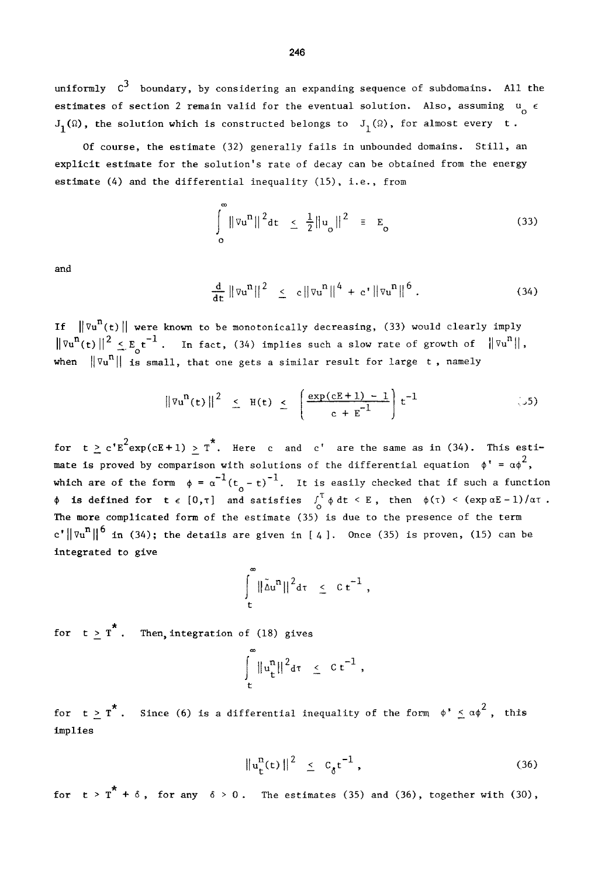uniformly $C^3$ boundary, by considering an expanding sequence of subdomains. All the estimates of section 2 remain valid for the eventual solution. Also, assuming $u_o \in J_1(\Omega)$, the solution which is constructed belongs to $J_1(\Omega)$, for almost every $t$.

Of course, the estimate (32) generally fails in unbounded domains. Still, an explicit estimate for the solution's rate of decay can be obtained from the energy estimate (4) and the differential inequality (15), i.e., from

$$\int_0^\infty \|\nabla u^n\|^2 dt \leq \frac{1}{2}\|u_o\|^2 \equiv E_o \tag{33}$$

and

$$\frac{d}{dt}\|\nabla u^n\|^2 \leq c\|\nabla u^n\|^4 + c'\|\nabla u^n\|^6 . \tag{34}$$

If $\|\nabla u^n(t)\|$ were known to be monotonically decreasing, (33) would clearly imply $\|\nabla u^n(t)\|^2 \leq E_o t^{-1}$. In fact, (34) implies such a slow rate of growth of $\|\nabla u^n\|$, when $\|\nabla u^n\|$ is small, that one gets a similar result for large $t$, namely

$$\|\nabla u^n(t)\|^2 \leq H(t) \leq \left(\frac{\exp(cE+1) - 1}{c + E^{-1}}\right) t^{-1} \tag{35}$$

for $t \geq c'E^2\exp(cE+1) \geq T^*$. Here $c$ and $c'$ are the same as in (34). This estimate is proved by comparison with solutions of the differential equation $\phi' = \alpha\phi^2$, which are of the form $\phi = \alpha^{-1}(t_o - t)^{-1}$. It is easily checked that if such a function $\phi$ is defined for $t \in [0,\tau]$ and satisfies $\int_0^\tau \phi\, dt < E$, then $\phi(\tau) < (\exp \alpha E - 1)/\alpha\tau$. The more complicated form of the estimate (35) is due to the presence of the term $c'\|\nabla u^n\|^6$ in (34); the details are given in [4]. Once (35) is proven, (15) can be integrated to give

$$\int_t^\infty \|\tilde{\Delta} u^n\|^2 d\tau \leq C t^{-1} ,$$

for $t \geq T^*$. Then, integration of (18) gives

$$\int_t^\infty \|u_t^n\|^2 d\tau \leq C t^{-1} ,$$

for $t \geq T^*$. Since (6) is a differential inequality of the form $\phi' \leq \alpha\phi^2$, this implies

$$\|u_t^n(t)\|^2 \leq C_\delta t^{-1} , \tag{36}$$

for $t > T^* + \delta$, for any $\delta > 0$. The estimates (35) and (36), together with (30),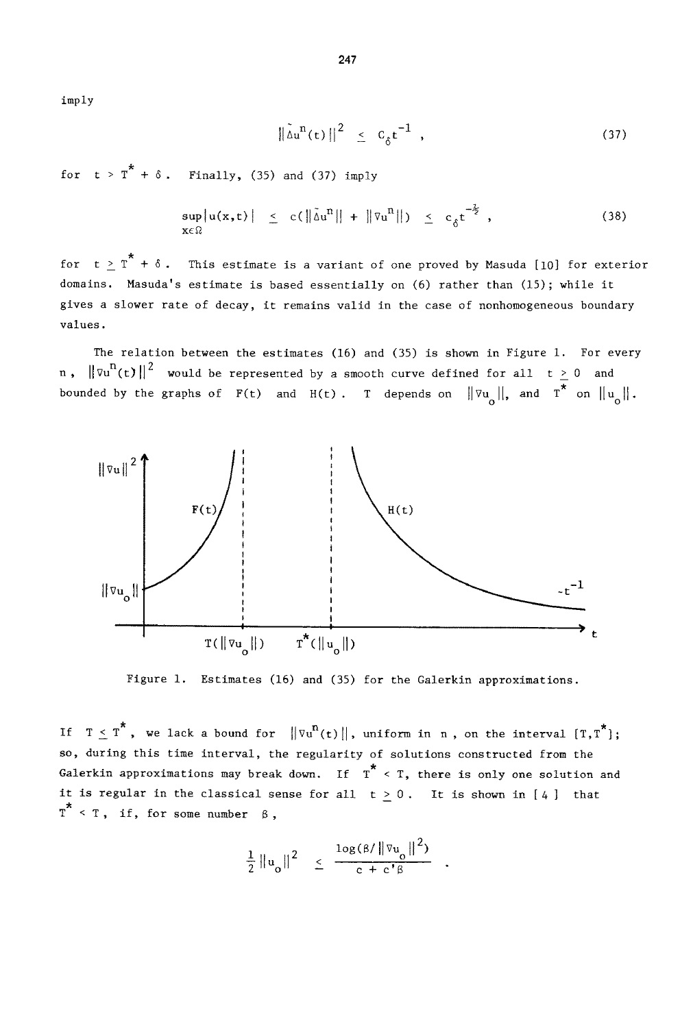imply

$$\|\tilde{\Delta} u^n(t)\|^2 \leq C_\delta t^{-1} , \tag{37}$$

for $t > T^* + \delta$. Finally, (35) and (37) imply

$$\sup_{x\in\Omega} |u(x,t)| \leq c(\|\tilde{\Delta} u^n\| + \|\nabla u^n\|) \leq c_\delta t^{-\frac{1}{2}} , \tag{38}$$

for $t \geq T^* + \delta$. This estimate is a variant of one proved by Masuda [10] for exterior domains. Masuda's estimate is based essentially on (6) rather than (15); while it gives a slower rate of decay, it remains valid in the case of nonhomogeneous boundary values.

The relation between the estimates (16) and (35) is shown in Figure 1. For every $n$, $\|\nabla u^n(t)\|^2$ would be represented by a smooth curve defined for all $t \geq 0$ and bounded by the graphs of $F(t)$ and $H(t)$. $T$ depends on $\|\nabla u_o\|$, and $T^*$ on $\|u_o\|$.

Figure 1. Estimates (16) and (35) for the Galerkin approximations.

If $T \leq T^*$, we lack a bound for $\|\nabla u^n(t)\|$, uniform in $n$, on the interval $[T,T^*]$; so, during this time interval, the regularity of solutions constructed from the Galerkin approximations may break down. If $T^* < T$, there is only one solution and it is regular in the classical sense for all $t \geq 0$. It is shown in [4] that $T^* < T$, if, for some number $\beta$,

$$\frac{1}{2}\|u_o\|^2 \leq \frac{\log(\beta/\|\nabla u_o\|^2)}{c + c'\beta} .$$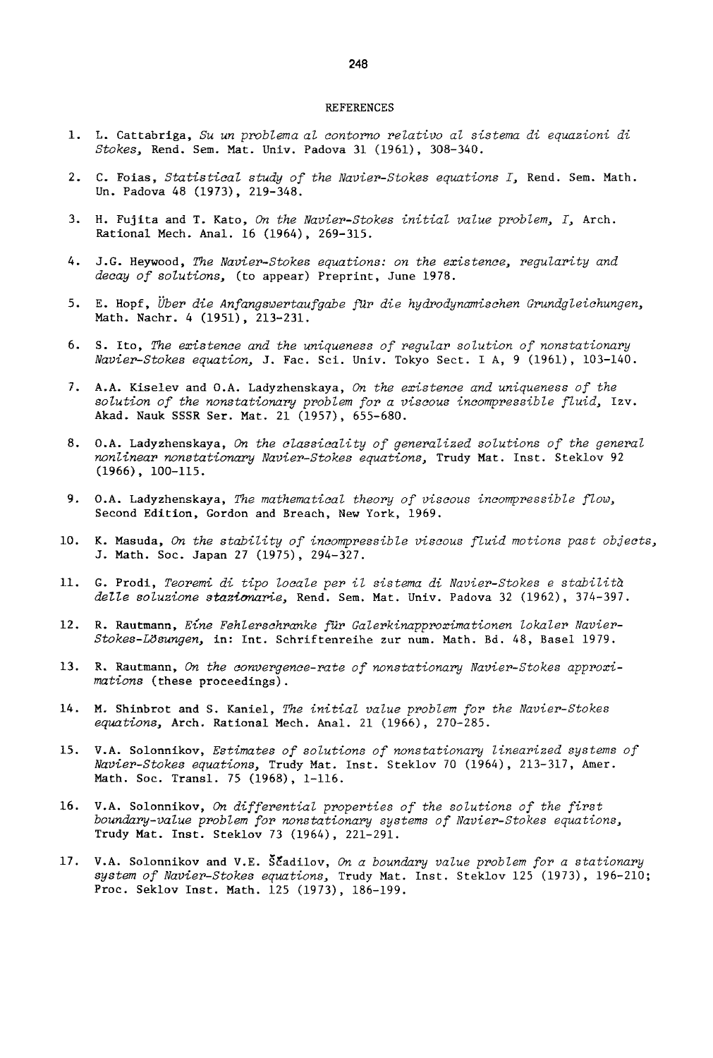## REFERENCES

1. L. Cattabriga, *Su un problema al contorno relativo al sistema di equazioni di Stokes*, Rend. Sem. Mat. Univ. Padova 31 (1961), 308-340.

2. C. Foias, *Statistical study of the Navier-Stokes equations I*, Rend. Sem. Math. Un. Padova 48 (1973), 219-348.

3. H. Fujita and T. Kato, *On the Navier-Stokes initial value problem, I*, Arch. Rational Mech. Anal. 16 (1964), 269-315.

4. J.G. Heywood, *The Navier-Stokes equations: on the existence, regularity and decay of solutions*, (to appear) Preprint, June 1978.

5. E. Hopf, *Über die Anfangswertaufgabe für die hydrodynamischen Grundgleichungen*, Math. Nachr. 4 (1951), 213-231.

6. S. Ito, *The existence and the uniqueness of regular solution of nonstationary Navier-Stokes equation*, J. Fac. Sci. Univ. Tokyo Sect. I A, 9 (1961), 103-140.

7. A.A. Kiselev and O.A. Ladyzhenskaya, *On the existence and uniqueness of the solution of the nonstationary problem for a viscous incompressible fluid*, Izv. Akad. Nauk SSSR Ser. Mat. 21 (1957), 655-680.

8. O.A. Ladyzhenskaya, *On the classicality of generalized solutions of the general nonlinear nonstationary Navier-Stokes equations*, Trudy Mat. Inst. Steklov 92 (1966), 100-115.

9. O.A. Ladyzhenskaya, *The mathematical theory of viscous incompressible flow*, Second Edition, Gordon and Breach, New York, 1969.

10. K. Masuda, *On the stability of incompressible viscous fluid motions past objects*, J. Math. Soc. Japan 27 (1975), 294-327.

11. G. Prodi, *Teoremi di tipo locale per il sistema di Navier-Stokes e stabilità delle soluzione stazionarie*, Rend. Sem. Mat. Univ. Padova 32 (1962), 374-397.

12. R. Rautmann, *Eine Fehlerschranke für Galerkinapproximationen lokaler Navier-Stokes-Lösungen*, in: Int. Schriftenreihe zur num. Math. Bd. 48, Basel 1979.

13. R. Rautmann, *On the convergence-rate of nonstationary Navier-Stokes approximations* (these proceedings).

14. M. Shinbrot and S. Kaniel, *The initial value problem for the Navier-Stokes equations*, Arch. Rational Mech. Anal. 21 (1966), 270-285.

15. V.A. Solonnikov, *Estimates of solutions of nonstationary linearized systems of Navier-Stokes equations*, Trudy Mat. Inst. Steklov 70 (1964), 213-317, Amer. Math. Soc. Transl. 75 (1968), 1-116.

16. V.A. Solonnikov, *On differential properties of the solutions of the first boundary-value problem for nonstationary systems of Navier-Stokes equations*, Trudy Mat. Inst. Steklov 73 (1964), 221-291.

17. V.A. Solonnikov and V.E. Ščadilov, *On a boundary value problem for a stationary system of Navier-Stokes equations*, Trudy Mat. Inst. Steklov 125 (1973), 196-210; Proc. Seklov Inst. Math. 125 (1973), 186-199.